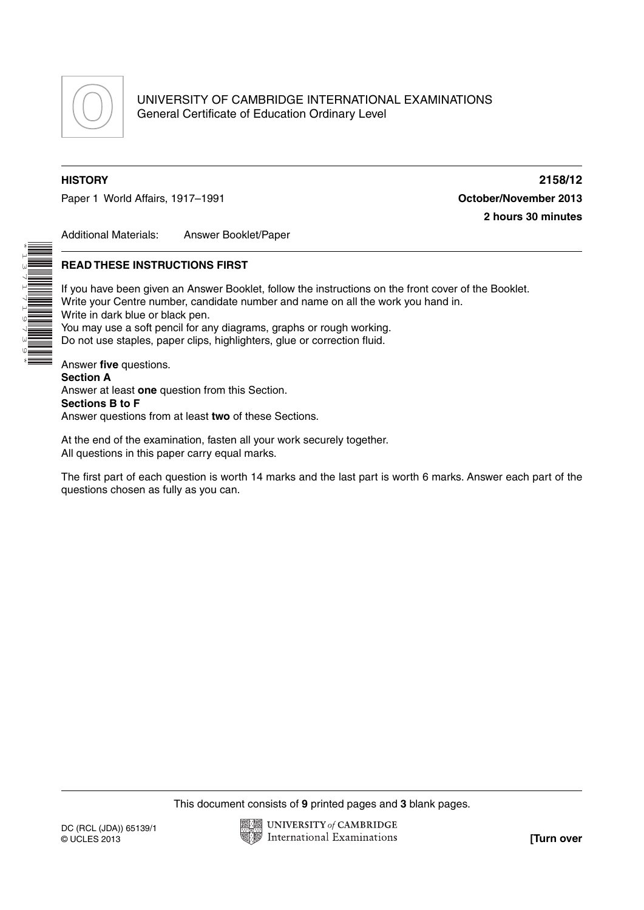UNIVERSITY OF CAMBRIDGE INTERNATIONAL EXAMINATIONS
General Certificate of Education Ordinary Level

**HISTORY** **2158/12**

Paper 1 World Affairs, 1917–1991 **October/November 2013**

**2 hours 30 minutes**

Additional Materials: Answer Booklet/Paper

**READ THESE INSTRUCTIONS FIRST**

If you have been given an Answer Booklet, follow the instructions on the front cover of the Booklet.
Write your Centre number, candidate number and name on all the work you hand in.
Write in dark blue or black pen.
You may use a soft pencil for any diagrams, graphs or rough working.
Do not use staples, paper clips, highlighters, glue or correction fluid.

Answer **five** questions.
**Section A**
Answer at least **one** question from this Section.
**Sections B to F**
Answer questions from at least **two** of these Sections.

At the end of the examination, fasten all your work securely together.
All questions in this paper carry equal marks.

The first part of each question is worth 14 marks and the last part is worth 6 marks. Answer each part of the questions chosen as fully as you can.

This document consists of **9** printed pages and **3** blank pages.

DC (RCL (JDA)) 65139/1
© UCLES 2013

**[Turn over**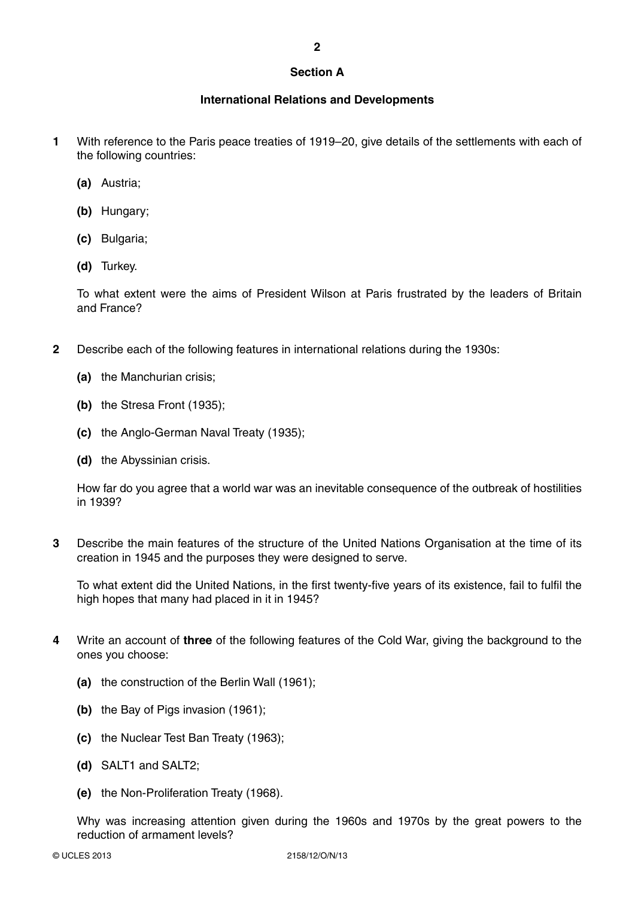## Section A

### International Relations and Developments

**1** With reference to the Paris peace treaties of 1919–20, give details of the settlements with each of the following countries:

**(a)** Austria;

**(b)** Hungary;

**(c)** Bulgaria;

**(d)** Turkey.

To what extent were the aims of President Wilson at Paris frustrated by the leaders of Britain and France?

**2** Describe each of the following features in international relations during the 1930s:

**(a)** the Manchurian crisis;

**(b)** the Stresa Front (1935);

**(c)** the Anglo-German Naval Treaty (1935);

**(d)** the Abyssinian crisis.

How far do you agree that a world war was an inevitable consequence of the outbreak of hostilities in 1939?

**3** Describe the main features of the structure of the United Nations Organisation at the time of its creation in 1945 and the purposes they were designed to serve.

To what extent did the United Nations, in the first twenty-five years of its existence, fail to fulfil the high hopes that many had placed in it in 1945?

**4** Write an account of **three** of the following features of the Cold War, giving the background to the ones you choose:

**(a)** the construction of the Berlin Wall (1961);

**(b)** the Bay of Pigs invasion (1961);

**(c)** the Nuclear Test Ban Treaty (1963);

**(d)** SALT1 and SALT2;

**(e)** the Non-Proliferation Treaty (1968).

Why was increasing attention given during the 1960s and 1970s by the great powers to the reduction of armament levels?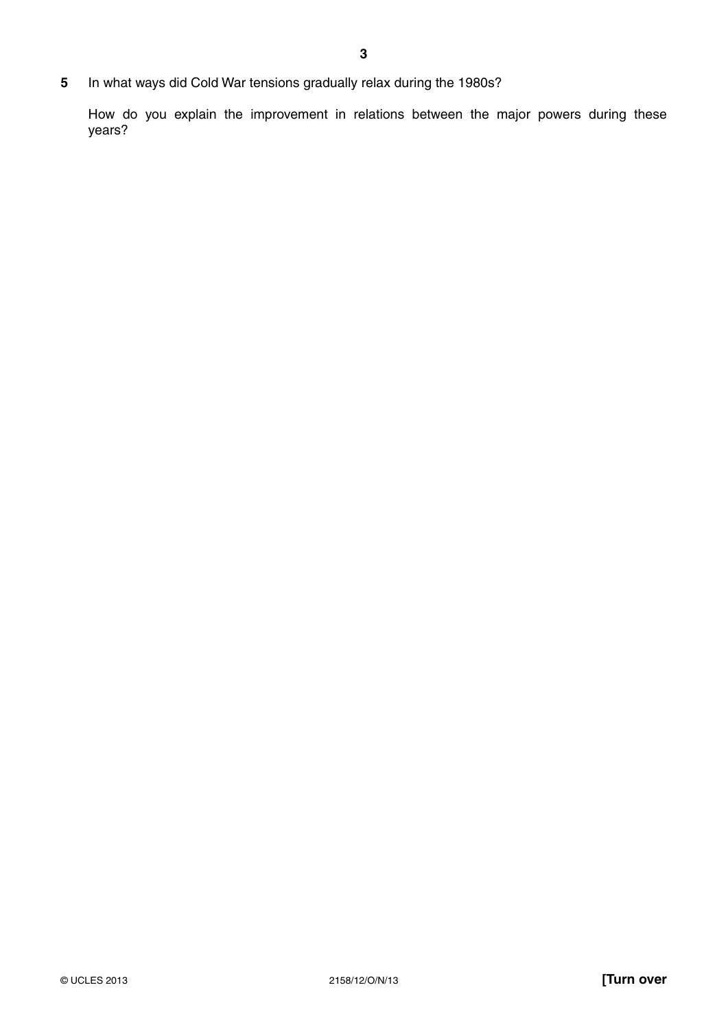**5** In what ways did Cold War tensions gradually relax during the 1980s?

How do you explain the improvement in relations between the major powers during these years?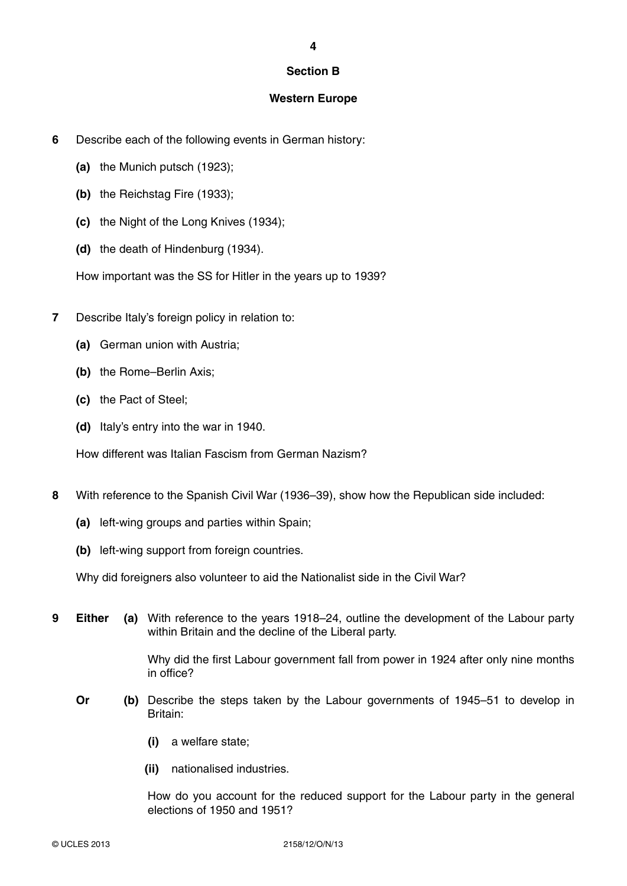## Section B

## Western Europe

**6** Describe each of the following events in German history:

**(a)** the Munich putsch (1923);

**(b)** the Reichstag Fire (1933);

**(c)** the Night of the Long Knives (1934);

**(d)** the death of Hindenburg (1934).

How important was the SS for Hitler in the years up to 1939?

**7** Describe Italy's foreign policy in relation to:

**(a)** German union with Austria;

**(b)** the Rome–Berlin Axis;

**(c)** the Pact of Steel;

**(d)** Italy's entry into the war in 1940.

How different was Italian Fascism from German Nazism?

**8** With reference to the Spanish Civil War (1936–39), show how the Republican side included:

**(a)** left-wing groups and parties within Spain;

**(b)** left-wing support from foreign countries.

Why did foreigners also volunteer to aid the Nationalist side in the Civil War?

**9** **Either** **(a)** With reference to the years 1918–24, outline the development of the Labour party within Britain and the decline of the Liberal party.

Why did the first Labour government fall from power in 1924 after only nine months in office?

**Or** **(b)** Describe the steps taken by the Labour governments of 1945–51 to develop in Britain:

**(i)** a welfare state;

**(ii)** nationalised industries.

How do you account for the reduced support for the Labour party in the general elections of 1950 and 1951?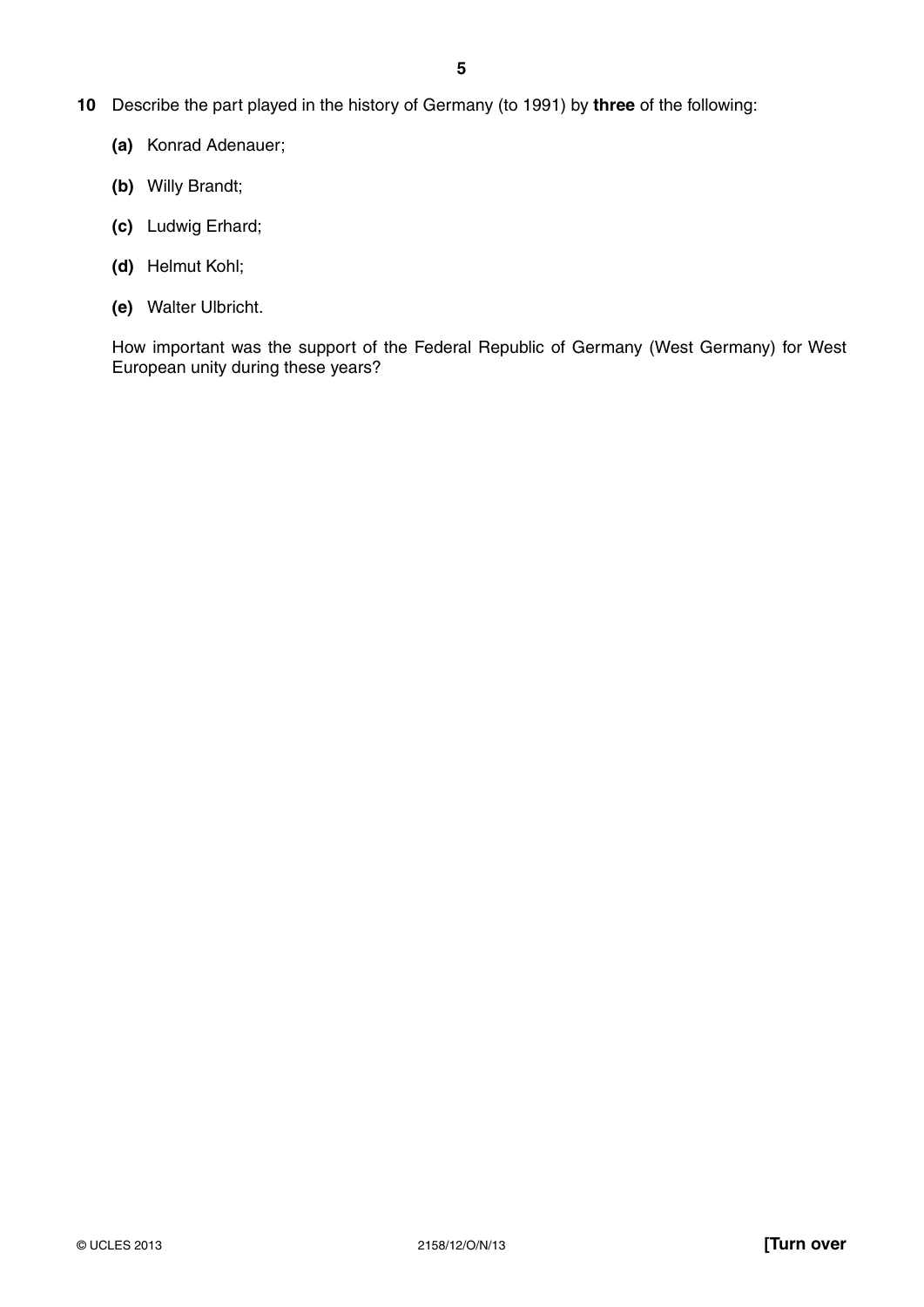**10** Describe the part played in the history of Germany (to 1991) by **three** of the following:

**(a)** Konrad Adenauer;

**(b)** Willy Brandt;

**(c)** Ludwig Erhard;

**(d)** Helmut Kohl;

**(e)** Walter Ulbricht.

How important was the support of the Federal Republic of Germany (West Germany) for West European unity during these years?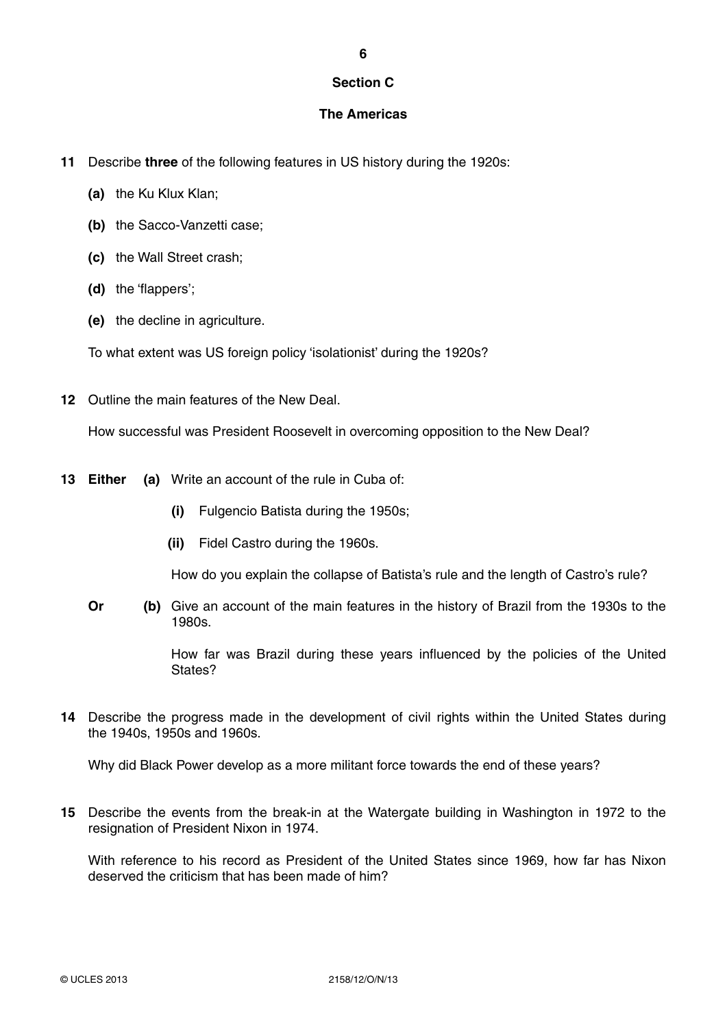## Section C

## The Americas

**11** Describe **three** of the following features in US history during the 1920s:

**(a)** the Ku Klux Klan;

**(b)** the Sacco-Vanzetti case;

**(c)** the Wall Street crash;

**(d)** the 'flappers';

**(e)** the decline in agriculture.

To what extent was US foreign policy 'isolationist' during the 1920s?

**12** Outline the main features of the New Deal.

How successful was President Roosevelt in overcoming opposition to the New Deal?

**13** **Either** **(a)** Write an account of the rule in Cuba of:

**(i)** Fulgencio Batista during the 1950s;

**(ii)** Fidel Castro during the 1960s.

How do you explain the collapse of Batista's rule and the length of Castro's rule?

**Or** **(b)** Give an account of the main features in the history of Brazil from the 1930s to the 1980s.

How far was Brazil during these years influenced by the policies of the United States?

**14** Describe the progress made in the development of civil rights within the United States during the 1940s, 1950s and 1960s.

Why did Black Power develop as a more militant force towards the end of these years?

**15** Describe the events from the break-in at the Watergate building in Washington in 1972 to the resignation of President Nixon in 1974.

With reference to his record as President of the United States since 1969, how far has Nixon deserved the criticism that has been made of him?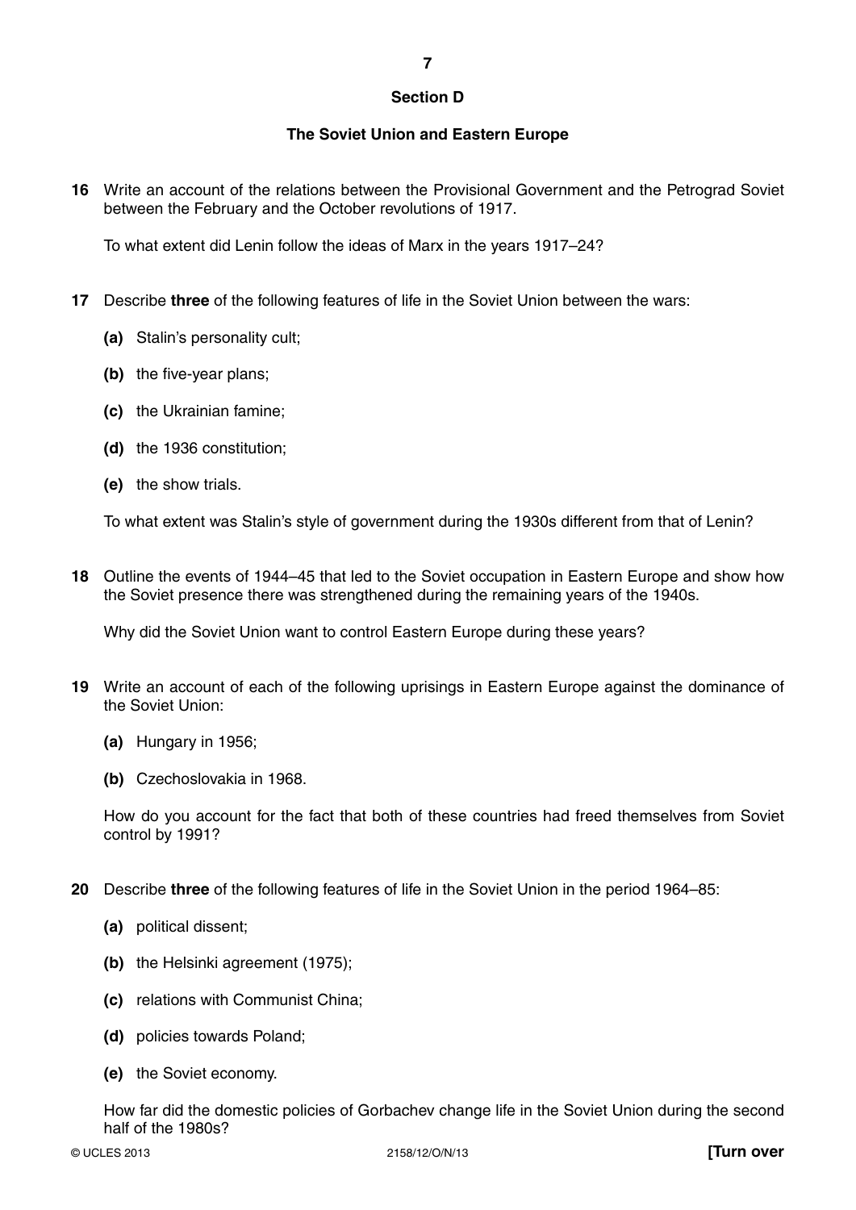## Section D

### The Soviet Union and Eastern Europe

**16** Write an account of the relations between the Provisional Government and the Petrograd Soviet between the February and the October revolutions of 1917.

To what extent did Lenin follow the ideas of Marx in the years 1917–24?

**17** Describe **three** of the following features of life in the Soviet Union between the wars:

**(a)** Stalin's personality cult;

**(b)** the five-year plans;

**(c)** the Ukrainian famine;

**(d)** the 1936 constitution;

**(e)** the show trials.

To what extent was Stalin's style of government during the 1930s different from that of Lenin?

**18** Outline the events of 1944–45 that led to the Soviet occupation in Eastern Europe and show how the Soviet presence there was strengthened during the remaining years of the 1940s.

Why did the Soviet Union want to control Eastern Europe during these years?

**19** Write an account of each of the following uprisings in Eastern Europe against the dominance of the Soviet Union:

**(a)** Hungary in 1956;

**(b)** Czechoslovakia in 1968.

How do you account for the fact that both of these countries had freed themselves from Soviet control by 1991?

**20** Describe **three** of the following features of life in the Soviet Union in the period 1964–85:

**(a)** political dissent;

**(b)** the Helsinki agreement (1975);

**(c)** relations with Communist China;

**(d)** policies towards Poland;

**(e)** the Soviet economy.

How far did the domestic policies of Gorbachev change life in the Soviet Union during the second half of the 1980s?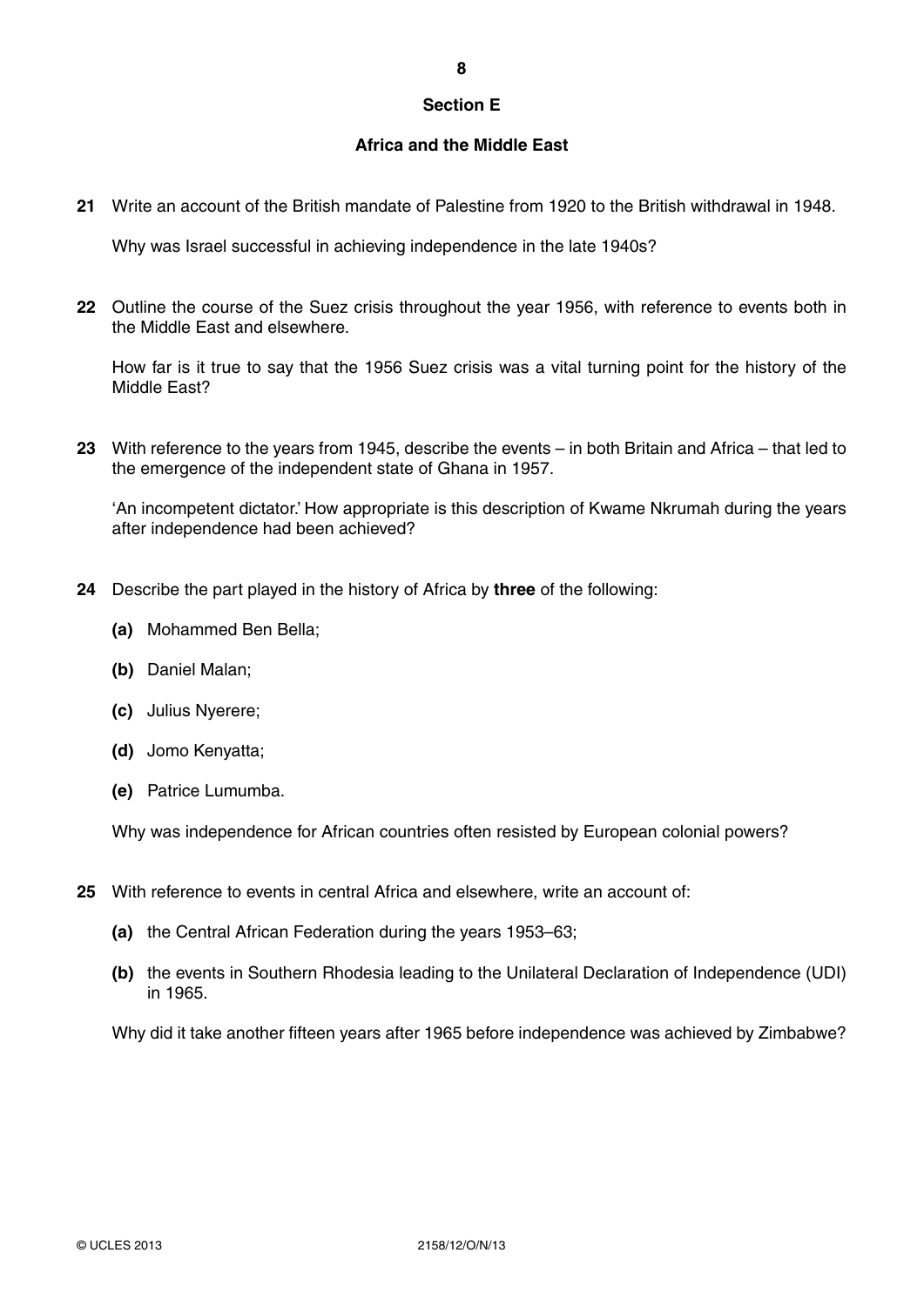## Section E

### Africa and the Middle East

**21** Write an account of the British mandate of Palestine from 1920 to the British withdrawal in 1948.

Why was Israel successful in achieving independence in the late 1940s?

**22** Outline the course of the Suez crisis throughout the year 1956, with reference to events both in the Middle East and elsewhere.

How far is it true to say that the 1956 Suez crisis was a vital turning point for the history of the Middle East?

**23** With reference to the years from 1945, describe the events – in both Britain and Africa – that led to the emergence of the independent state of Ghana in 1957.

'An incompetent dictator.' How appropriate is this description of Kwame Nkrumah during the years after independence had been achieved?

**24** Describe the part played in the history of Africa by **three** of the following:

**(a)** Mohammed Ben Bella;

**(b)** Daniel Malan;

**(c)** Julius Nyerere;

**(d)** Jomo Kenyatta;

**(e)** Patrice Lumumba.

Why was independence for African countries often resisted by European colonial powers?

**25** With reference to events in central Africa and elsewhere, write an account of:

**(a)** the Central African Federation during the years 1953–63;

**(b)** the events in Southern Rhodesia leading to the Unilateral Declaration of Independence (UDI) in 1965.

Why did it take another fifteen years after 1965 before independence was achieved by Zimbabwe?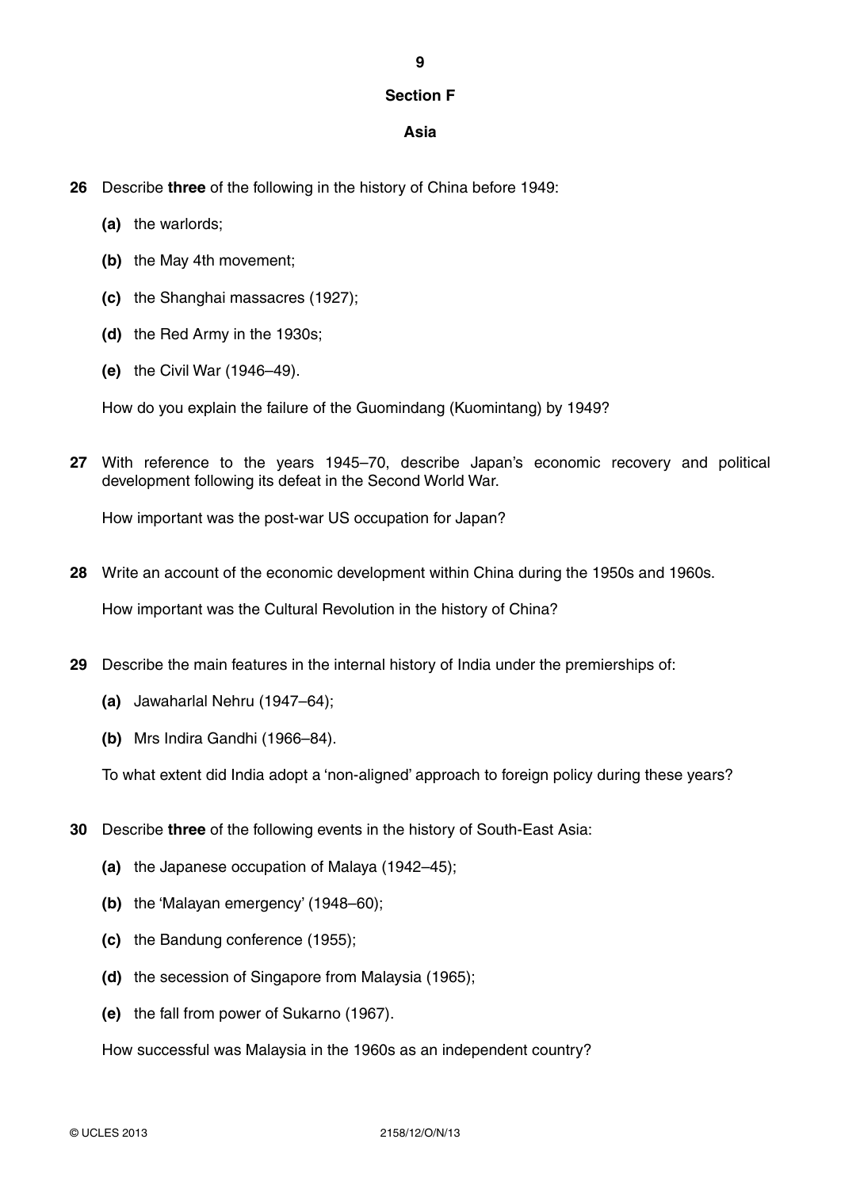## Section F

### Asia

**26** Describe **three** of the following in the history of China before 1949:

**(a)** the warlords;

**(b)** the May 4th movement;

**(c)** the Shanghai massacres (1927);

**(d)** the Red Army in the 1930s;

**(e)** the Civil War (1946–49).

How do you explain the failure of the Guomindang (Kuomintang) by 1949?

**27** With reference to the years 1945–70, describe Japan's economic recovery and political development following its defeat in the Second World War.

How important was the post-war US occupation for Japan?

**28** Write an account of the economic development within China during the 1950s and 1960s.

How important was the Cultural Revolution in the history of China?

**29** Describe the main features in the internal history of India under the premierships of:

**(a)** Jawaharlal Nehru (1947–64);

**(b)** Mrs Indira Gandhi (1966–84).

To what extent did India adopt a 'non-aligned' approach to foreign policy during these years?

**30** Describe **three** of the following events in the history of South-East Asia:

**(a)** the Japanese occupation of Malaya (1942–45);

**(b)** the 'Malayan emergency' (1948–60);

**(c)** the Bandung conference (1955);

**(d)** the secession of Singapore from Malaysia (1965);

**(e)** the fall from power of Sukarno (1967).

How successful was Malaysia in the 1960s as an independent country?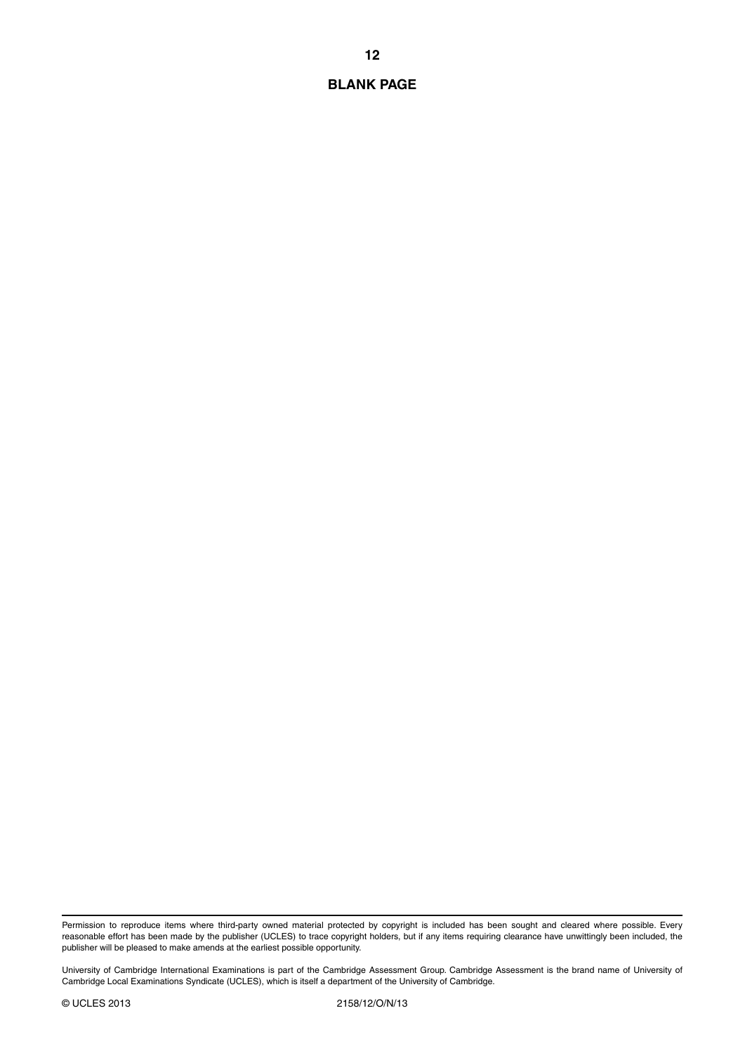**BLANK PAGE**

Permission to reproduce items where third-party owned material protected by copyright is included has been sought and cleared where possible. Every reasonable effort has been made by the publisher (UCLES) to trace copyright holders, but if any items requiring clearance have unwittingly been included, the publisher will be pleased to make amends at the earliest possible opportunity.

University of Cambridge International Examinations is part of the Cambridge Assessment Group. Cambridge Assessment is the brand name of University of Cambridge Local Examinations Syndicate (UCLES), which is itself a department of the University of Cambridge.

© UCLES 2013 2158/12/O/N/13